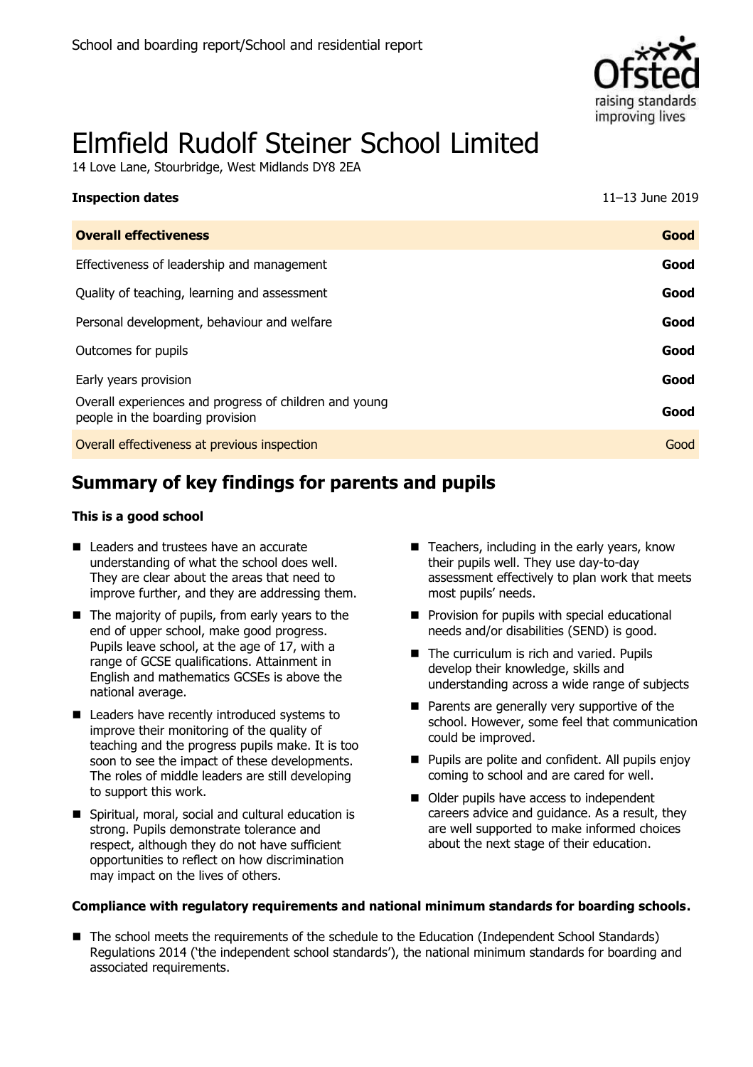School and boarding report/School and residential report

# Elmfield Rudolf Steiner School Limited

14 Love Lane, Stourbridge, West Midlands DY8 2EA

**Inspection dates** 11–13 June 2019

| **Overall effectiveness** | **Good** |
|---|---|
| Effectiveness of leadership and management | **Good** |
| Quality of teaching, learning and assessment | **Good** |
| Personal development, behaviour and welfare | **Good** |
| Outcomes for pupils | **Good** |
| Early years provision | **Good** |
| Overall experiences and progress of children and young people in the boarding provision | **Good** |
| Overall effectiveness at previous inspection | Good |

## Summary of key findings for parents and pupils

**This is a good school**

- Leaders and trustees have an accurate understanding of what the school does well. They are clear about the areas that need to improve further, and they are addressing them.
- The majority of pupils, from early years to the end of upper school, make good progress. Pupils leave school, at the age of 17, with a range of GCSE qualifications. Attainment in English and mathematics GCSEs is above the national average.
- Leaders have recently introduced systems to improve their monitoring of the quality of teaching and the progress pupils make. It is too soon to see the impact of these developments. The roles of middle leaders are still developing to support this work.
- Spiritual, moral, social and cultural education is strong. Pupils demonstrate tolerance and respect, although they do not have sufficient opportunities to reflect on how discrimination may impact on the lives of others.
- Teachers, including in the early years, know their pupils well. They use day-to-day assessment effectively to plan work that meets most pupils' needs.
- Provision for pupils with special educational needs and/or disabilities (SEND) is good.
- The curriculum is rich and varied. Pupils develop their knowledge, skills and understanding across a wide range of subjects
- Parents are generally very supportive of the school. However, some feel that communication could be improved.
- Pupils are polite and confident. All pupils enjoy coming to school and are cared for well.
- Older pupils have access to independent careers advice and guidance. As a result, they are well supported to make informed choices about the next stage of their education.

**Compliance with regulatory requirements and national minimum standards for boarding schools.**

- The school meets the requirements of the schedule to the Education (Independent School Standards) Regulations 2014 ('the independent school standards'), the national minimum standards for boarding and associated requirements.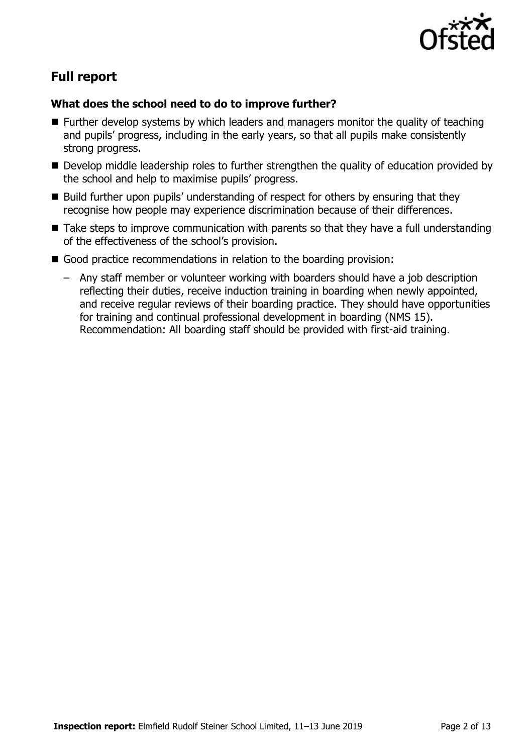## Full report

### What does the school need to do to improve further?

- Further develop systems by which leaders and managers monitor the quality of teaching and pupils' progress, including in the early years, so that all pupils make consistently strong progress.
- Develop middle leadership roles to further strengthen the quality of education provided by the school and help to maximise pupils' progress.
- Build further upon pupils' understanding of respect for others by ensuring that they recognise how people may experience discrimination because of their differences.
- Take steps to improve communication with parents so that they have a full understanding of the effectiveness of the school's provision.
- Good practice recommendations in relation to the boarding provision:
  - Any staff member or volunteer working with boarders should have a job description reflecting their duties, receive induction training in boarding when newly appointed, and receive regular reviews of their boarding practice. They should have opportunities for training and continual professional development in boarding (NMS 15). Recommendation: All boarding staff should be provided with first-aid training.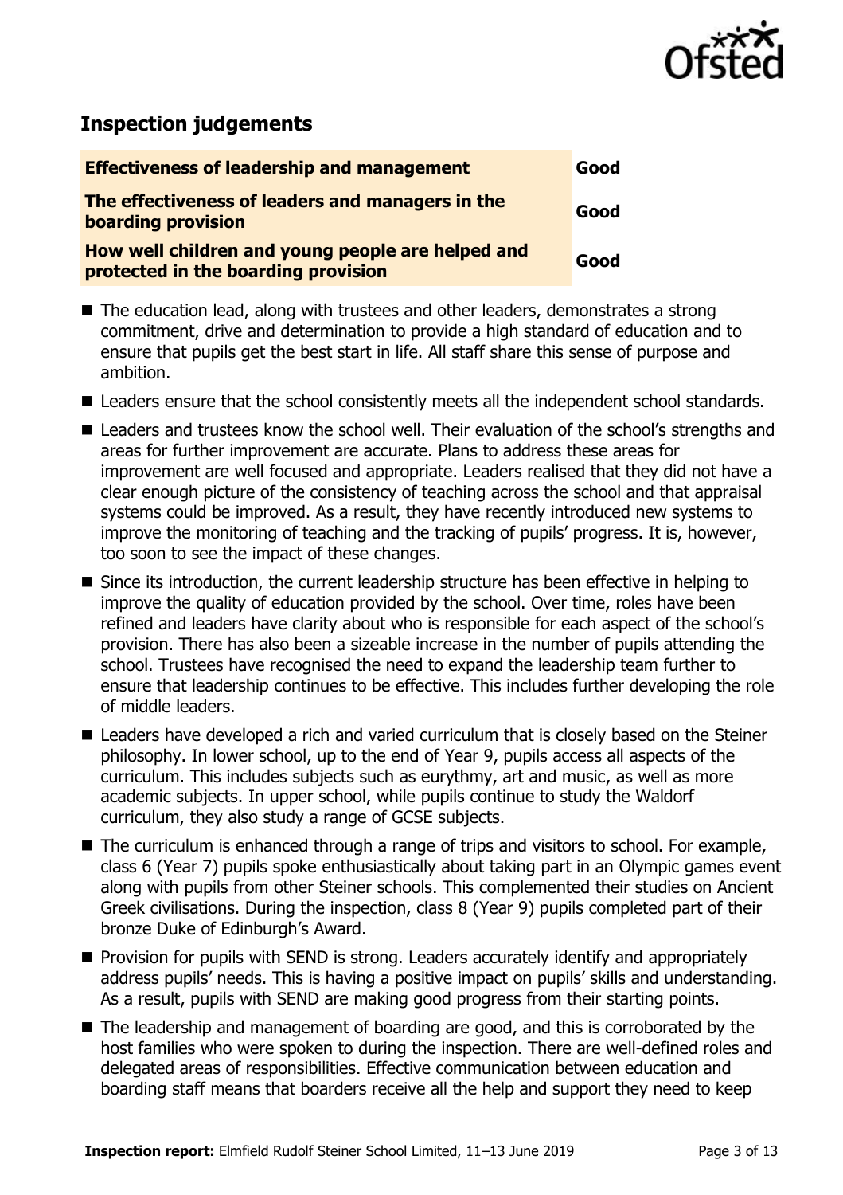## Inspection judgements

| | |
|---|---|
| **Effectiveness of leadership and management** | **Good** |
| **The effectiveness of leaders and managers in the boarding provision** | **Good** |
| **How well children and young people are helped and protected in the boarding provision** | **Good** |

- The education lead, along with trustees and other leaders, demonstrates a strong commitment, drive and determination to provide a high standard of education and to ensure that pupils get the best start in life. All staff share this sense of purpose and ambition.
- Leaders ensure that the school consistently meets all the independent school standards.
- Leaders and trustees know the school well. Their evaluation of the school's strengths and areas for further improvement are accurate. Plans to address these areas for improvement are well focused and appropriate. Leaders realised that they did not have a clear enough picture of the consistency of teaching across the school and that appraisal systems could be improved. As a result, they have recently introduced new systems to improve the monitoring of teaching and the tracking of pupils' progress. It is, however, too soon to see the impact of these changes.
- Since its introduction, the current leadership structure has been effective in helping to improve the quality of education provided by the school. Over time, roles have been refined and leaders have clarity about who is responsible for each aspect of the school's provision. There has also been a sizeable increase in the number of pupils attending the school. Trustees have recognised the need to expand the leadership team further to ensure that leadership continues to be effective. This includes further developing the role of middle leaders.
- Leaders have developed a rich and varied curriculum that is closely based on the Steiner philosophy. In lower school, up to the end of Year 9, pupils access all aspects of the curriculum. This includes subjects such as eurythmy, art and music, as well as more academic subjects. In upper school, while pupils continue to study the Waldorf curriculum, they also study a range of GCSE subjects.
- The curriculum is enhanced through a range of trips and visitors to school. For example, class 6 (Year 7) pupils spoke enthusiastically about taking part in an Olympic games event along with pupils from other Steiner schools. This complemented their studies on Ancient Greek civilisations. During the inspection, class 8 (Year 9) pupils completed part of their bronze Duke of Edinburgh's Award.
- Provision for pupils with SEND is strong. Leaders accurately identify and appropriately address pupils' needs. This is having a positive impact on pupils' skills and understanding. As a result, pupils with SEND are making good progress from their starting points.
- The leadership and management of boarding are good, and this is corroborated by the host families who were spoken to during the inspection. There are well-defined roles and delegated areas of responsibilities. Effective communication between education and boarding staff means that boarders receive all the help and support they need to keep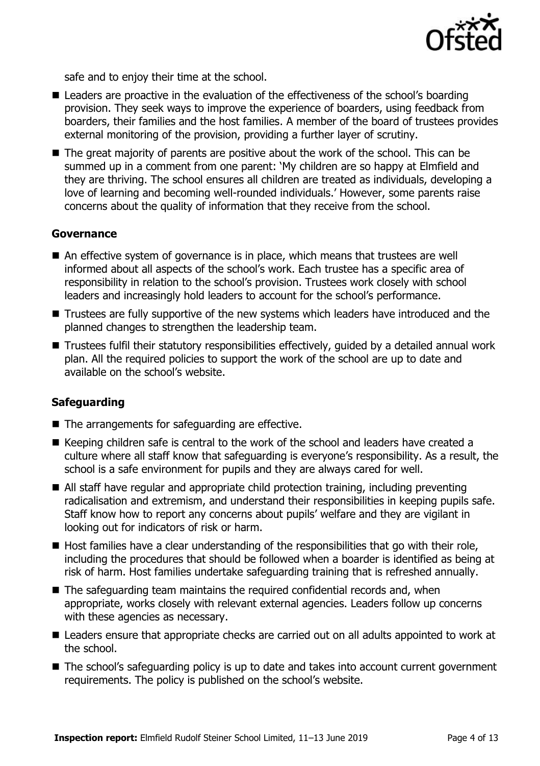safe and to enjoy their time at the school.

- Leaders are proactive in the evaluation of the effectiveness of the school's boarding provision. They seek ways to improve the experience of boarders, using feedback from boarders, their families and the host families. A member of the board of trustees provides external monitoring of the provision, providing a further layer of scrutiny.
- The great majority of parents are positive about the work of the school. This can be summed up in a comment from one parent: 'My children are so happy at Elmfield and they are thriving. The school ensures all children are treated as individuals, developing a love of learning and becoming well-rounded individuals.' However, some parents raise concerns about the quality of information that they receive from the school.

### Governance

- An effective system of governance is in place, which means that trustees are well informed about all aspects of the school's work. Each trustee has a specific area of responsibility in relation to the school's provision. Trustees work closely with school leaders and increasingly hold leaders to account for the school's performance.
- Trustees are fully supportive of the new systems which leaders have introduced and the planned changes to strengthen the leadership team.
- Trustees fulfil their statutory responsibilities effectively, guided by a detailed annual work plan. All the required policies to support the work of the school are up to date and available on the school's website.

### Safeguarding

- The arrangements for safeguarding are effective.
- Keeping children safe is central to the work of the school and leaders have created a culture where all staff know that safeguarding is everyone's responsibility. As a result, the school is a safe environment for pupils and they are always cared for well.
- All staff have regular and appropriate child protection training, including preventing radicalisation and extremism, and understand their responsibilities in keeping pupils safe. Staff know how to report any concerns about pupils' welfare and they are vigilant in looking out for indicators of risk or harm.
- Host families have a clear understanding of the responsibilities that go with their role, including the procedures that should be followed when a boarder is identified as being at risk of harm. Host families undertake safeguarding training that is refreshed annually.
- The safeguarding team maintains the required confidential records and, when appropriate, works closely with relevant external agencies. Leaders follow up concerns with these agencies as necessary.
- Leaders ensure that appropriate checks are carried out on all adults appointed to work at the school.
- The school's safeguarding policy is up to date and takes into account current government requirements. The policy is published on the school's website.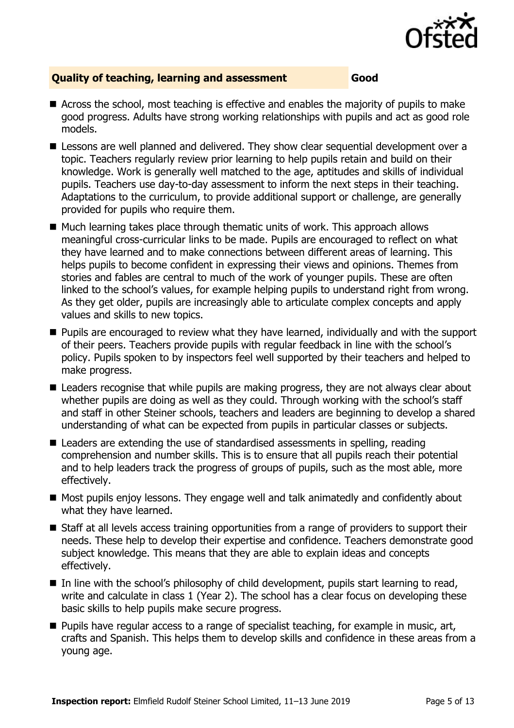## Quality of teaching, learning and assessment — Good

- Across the school, most teaching is effective and enables the majority of pupils to make good progress. Adults have strong working relationships with pupils and act as good role models.
- Lessons are well planned and delivered. They show clear sequential development over a topic. Teachers regularly review prior learning to help pupils retain and build on their knowledge. Work is generally well matched to the age, aptitudes and skills of individual pupils. Teachers use day-to-day assessment to inform the next steps in their teaching. Adaptations to the curriculum, to provide additional support or challenge, are generally provided for pupils who require them.
- Much learning takes place through thematic units of work. This approach allows meaningful cross-curricular links to be made. Pupils are encouraged to reflect on what they have learned and to make connections between different areas of learning. This helps pupils to become confident in expressing their views and opinions. Themes from stories and fables are central to much of the work of younger pupils. These are often linked to the school's values, for example helping pupils to understand right from wrong. As they get older, pupils are increasingly able to articulate complex concepts and apply values and skills to new topics.
- Pupils are encouraged to review what they have learned, individually and with the support of their peers. Teachers provide pupils with regular feedback in line with the school's policy. Pupils spoken to by inspectors feel well supported by their teachers and helped to make progress.
- Leaders recognise that while pupils are making progress, they are not always clear about whether pupils are doing as well as they could. Through working with the school's staff and staff in other Steiner schools, teachers and leaders are beginning to develop a shared understanding of what can be expected from pupils in particular classes or subjects.
- Leaders are extending the use of standardised assessments in spelling, reading comprehension and number skills. This is to ensure that all pupils reach their potential and to help leaders track the progress of groups of pupils, such as the most able, more effectively.
- Most pupils enjoy lessons. They engage well and talk animatedly and confidently about what they have learned.
- Staff at all levels access training opportunities from a range of providers to support their needs. These help to develop their expertise and confidence. Teachers demonstrate good subject knowledge. This means that they are able to explain ideas and concepts effectively.
- In line with the school's philosophy of child development, pupils start learning to read, write and calculate in class 1 (Year 2). The school has a clear focus on developing these basic skills to help pupils make secure progress.
- Pupils have regular access to a range of specialist teaching, for example in music, art, crafts and Spanish. This helps them to develop skills and confidence in these areas from a young age.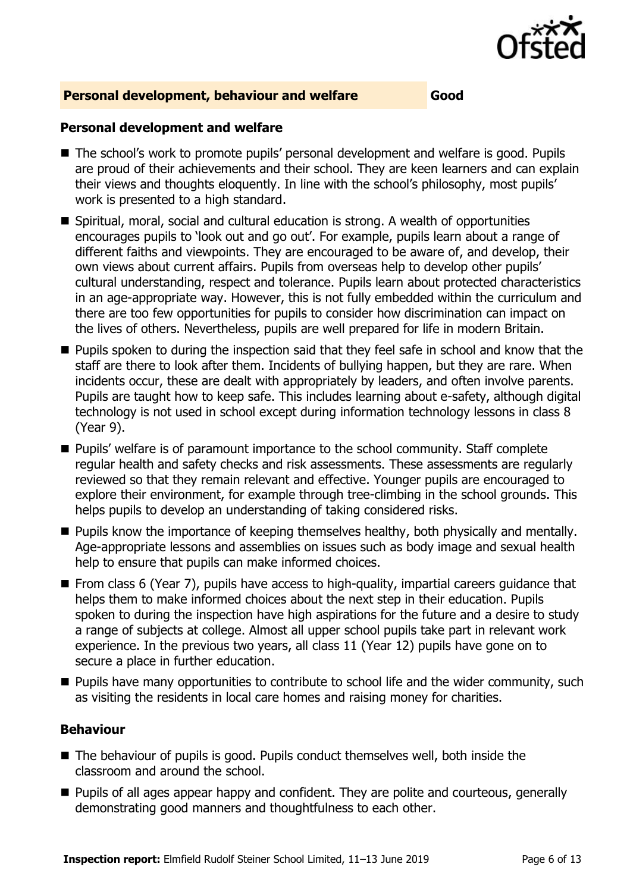## Personal development, behaviour and welfare — Good

### Personal development and welfare

- The school's work to promote pupils' personal development and welfare is good. Pupils are proud of their achievements and their school. They are keen learners and can explain their views and thoughts eloquently. In line with the school's philosophy, most pupils' work is presented to a high standard.
- Spiritual, moral, social and cultural education is strong. A wealth of opportunities encourages pupils to 'look out and go out'. For example, pupils learn about a range of different faiths and viewpoints. They are encouraged to be aware of, and develop, their own views about current affairs. Pupils from overseas help to develop other pupils' cultural understanding, respect and tolerance. Pupils learn about protected characteristics in an age-appropriate way. However, this is not fully embedded within the curriculum and there are too few opportunities for pupils to consider how discrimination can impact on the lives of others. Nevertheless, pupils are well prepared for life in modern Britain.
- Pupils spoken to during the inspection said that they feel safe in school and know that the staff are there to look after them. Incidents of bullying happen, but they are rare. When incidents occur, these are dealt with appropriately by leaders, and often involve parents. Pupils are taught how to keep safe. This includes learning about e-safety, although digital technology is not used in school except during information technology lessons in class 8 (Year 9).
- Pupils' welfare is of paramount importance to the school community. Staff complete regular health and safety checks and risk assessments. These assessments are regularly reviewed so that they remain relevant and effective. Younger pupils are encouraged to explore their environment, for example through tree-climbing in the school grounds. This helps pupils to develop an understanding of taking considered risks.
- Pupils know the importance of keeping themselves healthy, both physically and mentally. Age-appropriate lessons and assemblies on issues such as body image and sexual health help to ensure that pupils can make informed choices.
- From class 6 (Year 7), pupils have access to high-quality, impartial careers guidance that helps them to make informed choices about the next step in their education. Pupils spoken to during the inspection have high aspirations for the future and a desire to study a range of subjects at college. Almost all upper school pupils take part in relevant work experience. In the previous two years, all class 11 (Year 12) pupils have gone on to secure a place in further education.
- Pupils have many opportunities to contribute to school life and the wider community, such as visiting the residents in local care homes and raising money for charities.

### Behaviour

- The behaviour of pupils is good. Pupils conduct themselves well, both inside the classroom and around the school.
- Pupils of all ages appear happy and confident. They are polite and courteous, generally demonstrating good manners and thoughtfulness to each other.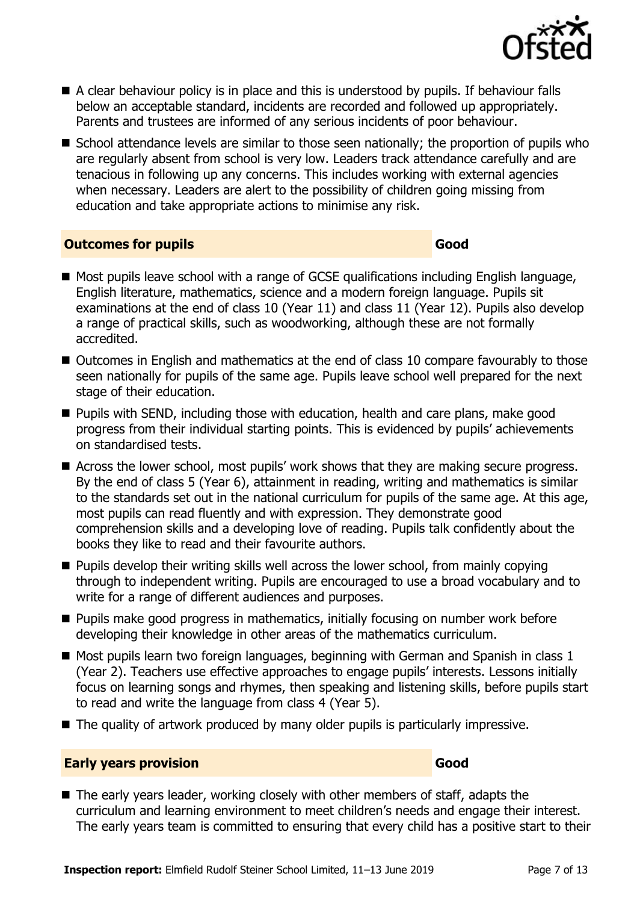- A clear behaviour policy is in place and this is understood by pupils. If behaviour falls below an acceptable standard, incidents are recorded and followed up appropriately. Parents and trustees are informed of any serious incidents of poor behaviour.
- School attendance levels are similar to those seen nationally; the proportion of pupils who are regularly absent from school is very low. Leaders track attendance carefully and are tenacious in following up any concerns. This includes working with external agencies when necessary. Leaders are alert to the possibility of children going missing from education and take appropriate actions to minimise any risk.

## Outcomes for pupils — Good

- Most pupils leave school with a range of GCSE qualifications including English language, English literature, mathematics, science and a modern foreign language. Pupils sit examinations at the end of class 10 (Year 11) and class 11 (Year 12). Pupils also develop a range of practical skills, such as woodworking, although these are not formally accredited.
- Outcomes in English and mathematics at the end of class 10 compare favourably to those seen nationally for pupils of the same age. Pupils leave school well prepared for the next stage of their education.
- Pupils with SEND, including those with education, health and care plans, make good progress from their individual starting points. This is evidenced by pupils' achievements on standardised tests.
- Across the lower school, most pupils' work shows that they are making secure progress. By the end of class 5 (Year 6), attainment in reading, writing and mathematics is similar to the standards set out in the national curriculum for pupils of the same age. At this age, most pupils can read fluently and with expression. They demonstrate good comprehension skills and a developing love of reading. Pupils talk confidently about the books they like to read and their favourite authors.
- Pupils develop their writing skills well across the lower school, from mainly copying through to independent writing. Pupils are encouraged to use a broad vocabulary and to write for a range of different audiences and purposes.
- Pupils make good progress in mathematics, initially focusing on number work before developing their knowledge in other areas of the mathematics curriculum.
- Most pupils learn two foreign languages, beginning with German and Spanish in class 1 (Year 2). Teachers use effective approaches to engage pupils' interests. Lessons initially focus on learning songs and rhymes, then speaking and listening skills, before pupils start to read and write the language from class 4 (Year 5).
- The quality of artwork produced by many older pupils is particularly impressive.

## Early years provision — Good

- The early years leader, working closely with other members of staff, adapts the curriculum and learning environment to meet children's needs and engage their interest. The early years team is committed to ensuring that every child has a positive start to their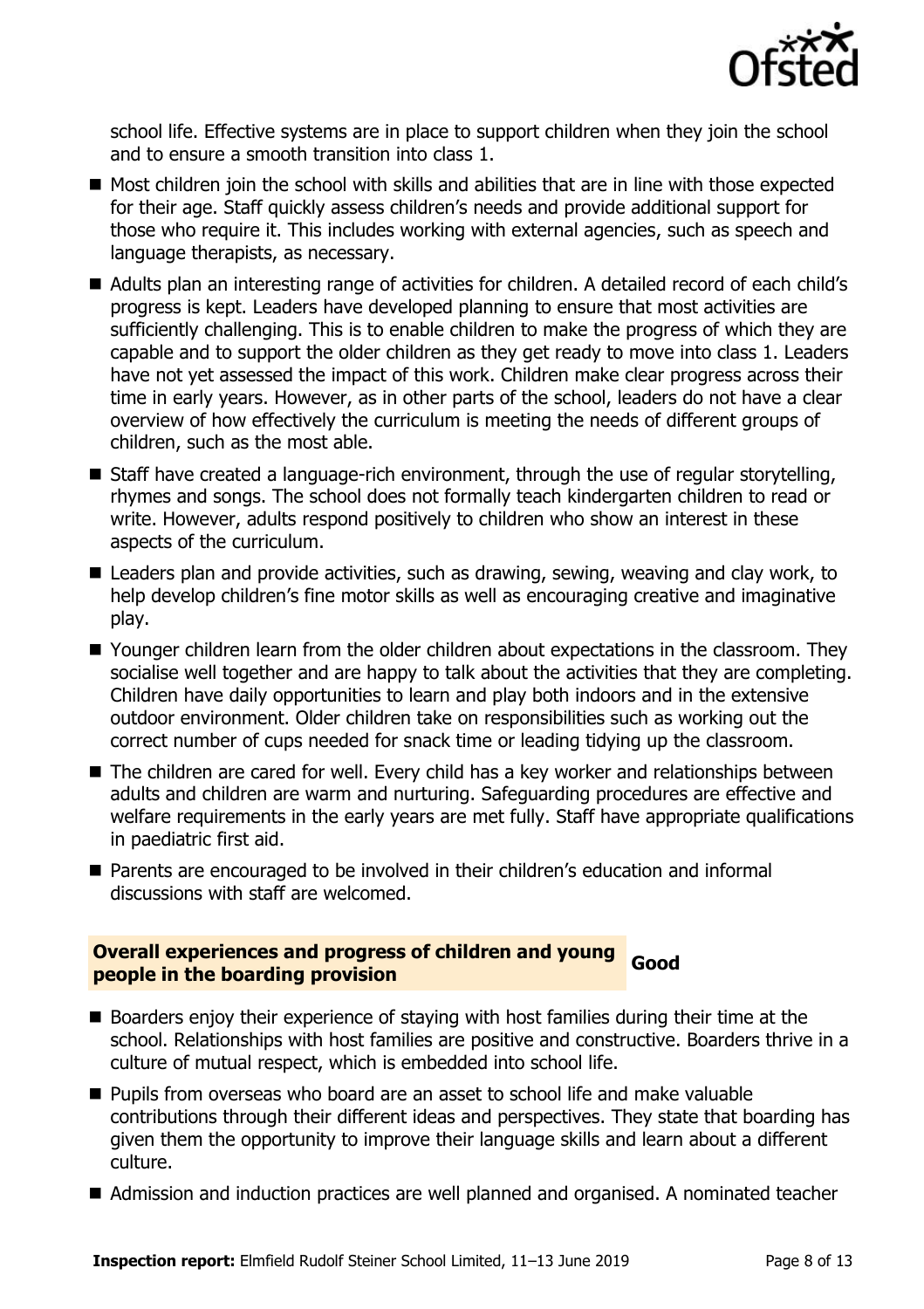school life. Effective systems are in place to support children when they join the school and to ensure a smooth transition into class 1.

- Most children join the school with skills and abilities that are in line with those expected for their age. Staff quickly assess children's needs and provide additional support for those who require it. This includes working with external agencies, such as speech and language therapists, as necessary.
- Adults plan an interesting range of activities for children. A detailed record of each child's progress is kept. Leaders have developed planning to ensure that most activities are sufficiently challenging. This is to enable children to make the progress of which they are capable and to support the older children as they get ready to move into class 1. Leaders have not yet assessed the impact of this work. Children make clear progress across their time in early years. However, as in other parts of the school, leaders do not have a clear overview of how effectively the curriculum is meeting the needs of different groups of children, such as the most able.
- Staff have created a language-rich environment, through the use of regular storytelling, rhymes and songs. The school does not formally teach kindergarten children to read or write. However, adults respond positively to children who show an interest in these aspects of the curriculum.
- Leaders plan and provide activities, such as drawing, sewing, weaving and clay work, to help develop children's fine motor skills as well as encouraging creative and imaginative play.
- Younger children learn from the older children about expectations in the classroom. They socialise well together and are happy to talk about the activities that they are completing. Children have daily opportunities to learn and play both indoors and in the extensive outdoor environment. Older children take on responsibilities such as working out the correct number of cups needed for snack time or leading tidying up the classroom.
- The children are cared for well. Every child has a key worker and relationships between adults and children are warm and nurturing. Safeguarding procedures are effective and welfare requirements in the early years are met fully. Staff have appropriate qualifications in paediatric first aid.
- Parents are encouraged to be involved in their children's education and informal discussions with staff are welcomed.

## Overall experiences and progress of children and young people in the boarding provision — Good

- Boarders enjoy their experience of staying with host families during their time at the school. Relationships with host families are positive and constructive. Boarders thrive in a culture of mutual respect, which is embedded into school life.
- Pupils from overseas who board are an asset to school life and make valuable contributions through their different ideas and perspectives. They state that boarding has given them the opportunity to improve their language skills and learn about a different culture.
- Admission and induction practices are well planned and organised. A nominated teacher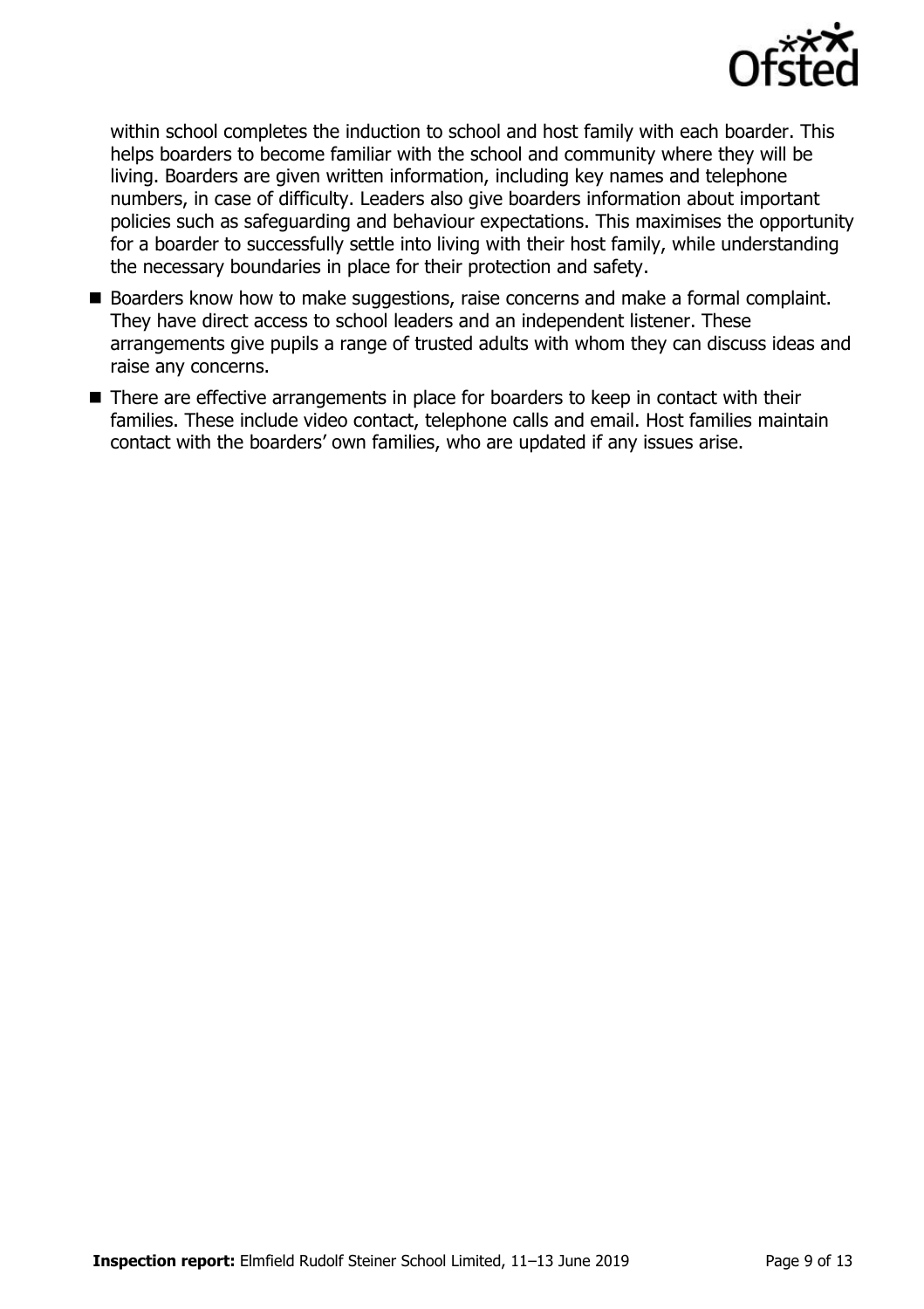within school completes the induction to school and host family with each boarder. This helps boarders to become familiar with the school and community where they will be living. Boarders are given written information, including key names and telephone numbers, in case of difficulty. Leaders also give boarders information about important policies such as safeguarding and behaviour expectations. This maximises the opportunity for a boarder to successfully settle into living with their host family, while understanding the necessary boundaries in place for their protection and safety.

- Boarders know how to make suggestions, raise concerns and make a formal complaint. They have direct access to school leaders and an independent listener. These arrangements give pupils a range of trusted adults with whom they can discuss ideas and raise any concerns.
- There are effective arrangements in place for boarders to keep in contact with their families. These include video contact, telephone calls and email. Host families maintain contact with the boarders' own families, who are updated if any issues arise.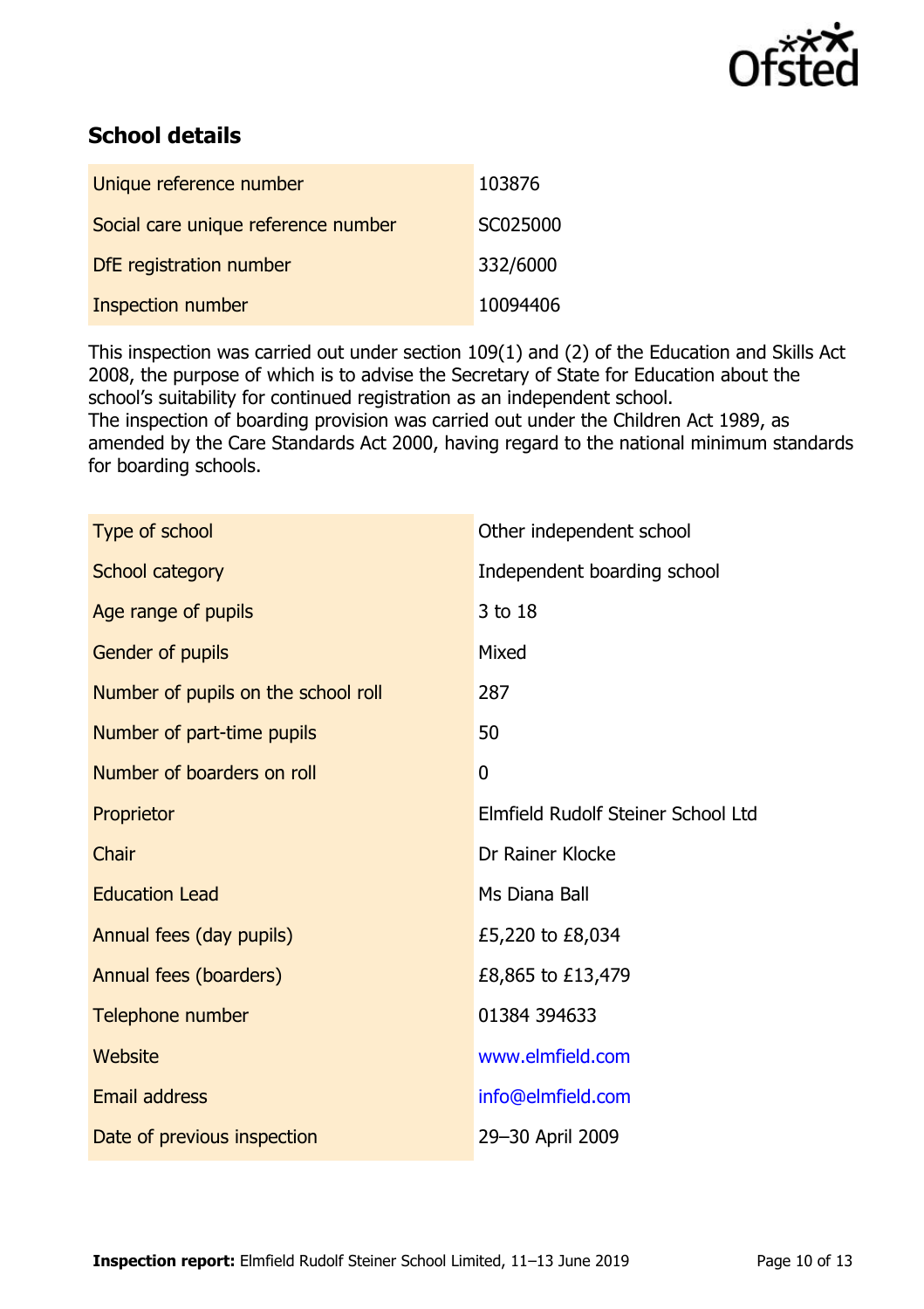## School details

| | |
|---|---|
| Unique reference number | 103876 |
| Social care unique reference number | SC025000 |
| DfE registration number | 332/6000 |
| Inspection number | 10094406 |

This inspection was carried out under section 109(1) and (2) of the Education and Skills Act 2008, the purpose of which is to advise the Secretary of State for Education about the school's suitability for continued registration as an independent school.
The inspection of boarding provision was carried out under the Children Act 1989, as amended by the Care Standards Act 2000, having regard to the national minimum standards for boarding schools.

| | |
|---|---|
| Type of school | Other independent school |
| School category | Independent boarding school |
| Age range of pupils | 3 to 18 |
| Gender of pupils | Mixed |
| Number of pupils on the school roll | 287 |
| Number of part-time pupils | 50 |
| Number of boarders on roll | 0 |
| Proprietor | Elmfield Rudolf Steiner School Ltd |
| Chair | Dr Rainer Klocke |
| Education Lead | Ms Diana Ball |
| Annual fees (day pupils) | £5,220 to £8,034 |
| Annual fees (boarders) | £8,865 to £13,479 |
| Telephone number | 01384 394633 |
| Website | www.elmfield.com |
| Email address | info@elmfield.com |
| Date of previous inspection | 29–30 April 2009 |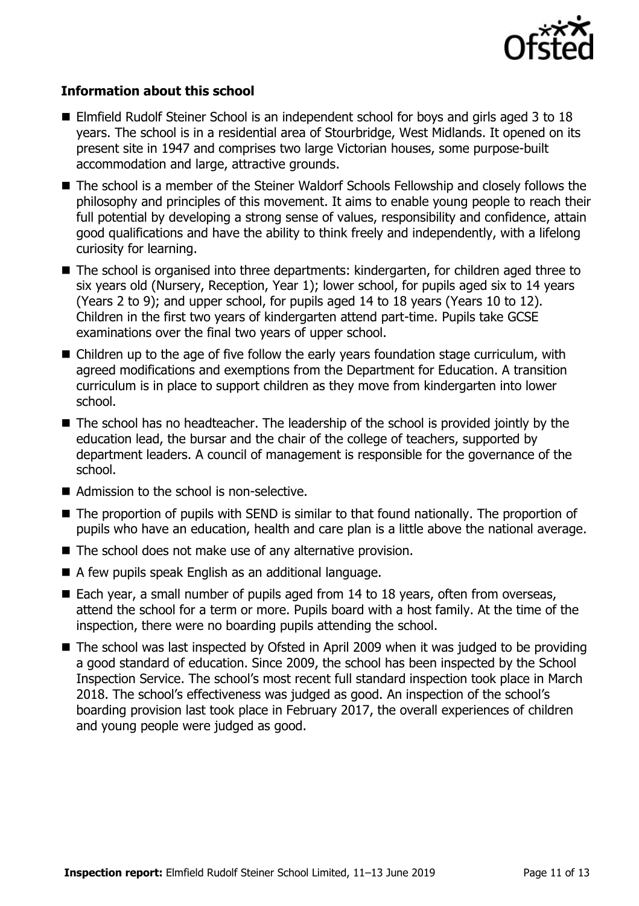### Information about this school

- Elmfield Rudolf Steiner School is an independent school for boys and girls aged 3 to 18 years. The school is in a residential area of Stourbridge, West Midlands. It opened on its present site in 1947 and comprises two large Victorian houses, some purpose-built accommodation and large, attractive grounds.
- The school is a member of the Steiner Waldorf Schools Fellowship and closely follows the philosophy and principles of this movement. It aims to enable young people to reach their full potential by developing a strong sense of values, responsibility and confidence, attain good qualifications and have the ability to think freely and independently, with a lifelong curiosity for learning.
- The school is organised into three departments: kindergarten, for children aged three to six years old (Nursery, Reception, Year 1); lower school, for pupils aged six to 14 years (Years 2 to 9); and upper school, for pupils aged 14 to 18 years (Years 10 to 12). Children in the first two years of kindergarten attend part-time. Pupils take GCSE examinations over the final two years of upper school.
- Children up to the age of five follow the early years foundation stage curriculum, with agreed modifications and exemptions from the Department for Education. A transition curriculum is in place to support children as they move from kindergarten into lower school.
- The school has no headteacher. The leadership of the school is provided jointly by the education lead, the bursar and the chair of the college of teachers, supported by department leaders. A council of management is responsible for the governance of the school.
- Admission to the school is non-selective.
- The proportion of pupils with SEND is similar to that found nationally. The proportion of pupils who have an education, health and care plan is a little above the national average.
- The school does not make use of any alternative provision.
- A few pupils speak English as an additional language.
- Each year, a small number of pupils aged from 14 to 18 years, often from overseas, attend the school for a term or more. Pupils board with a host family. At the time of the inspection, there were no boarding pupils attending the school.
- The school was last inspected by Ofsted in April 2009 when it was judged to be providing a good standard of education. Since 2009, the school has been inspected by the School Inspection Service. The school's most recent full standard inspection took place in March 2018. The school's effectiveness was judged as good. An inspection of the school's boarding provision last took place in February 2017, the overall experiences of children and young people were judged as good.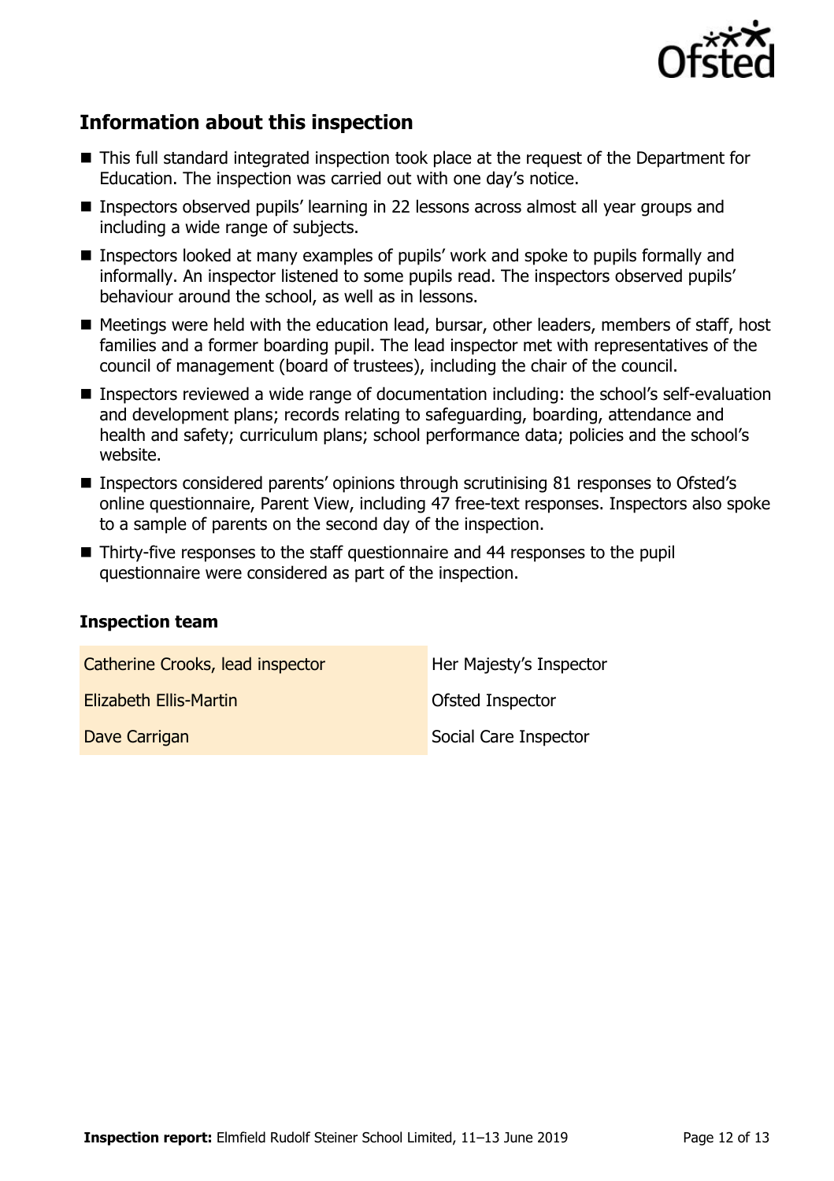## Information about this inspection

- This full standard integrated inspection took place at the request of the Department for Education. The inspection was carried out with one day's notice.
- Inspectors observed pupils' learning in 22 lessons across almost all year groups and including a wide range of subjects.
- Inspectors looked at many examples of pupils' work and spoke to pupils formally and informally. An inspector listened to some pupils read. The inspectors observed pupils' behaviour around the school, as well as in lessons.
- Meetings were held with the education lead, bursar, other leaders, members of staff, host families and a former boarding pupil. The lead inspector met with representatives of the council of management (board of trustees), including the chair of the council.
- Inspectors reviewed a wide range of documentation including: the school's self-evaluation and development plans; records relating to safeguarding, boarding, attendance and health and safety; curriculum plans; school performance data; policies and the school's website.
- Inspectors considered parents' opinions through scrutinising 81 responses to Ofsted's online questionnaire, Parent View, including 47 free-text responses. Inspectors also spoke to a sample of parents on the second day of the inspection.
- Thirty-five responses to the staff questionnaire and 44 responses to the pupil questionnaire were considered as part of the inspection.

### Inspection team

| | |
|---|---|
| Catherine Crooks, lead inspector | Her Majesty's Inspector |
| Elizabeth Ellis-Martin | Ofsted Inspector |
| Dave Carrigan | Social Care Inspector |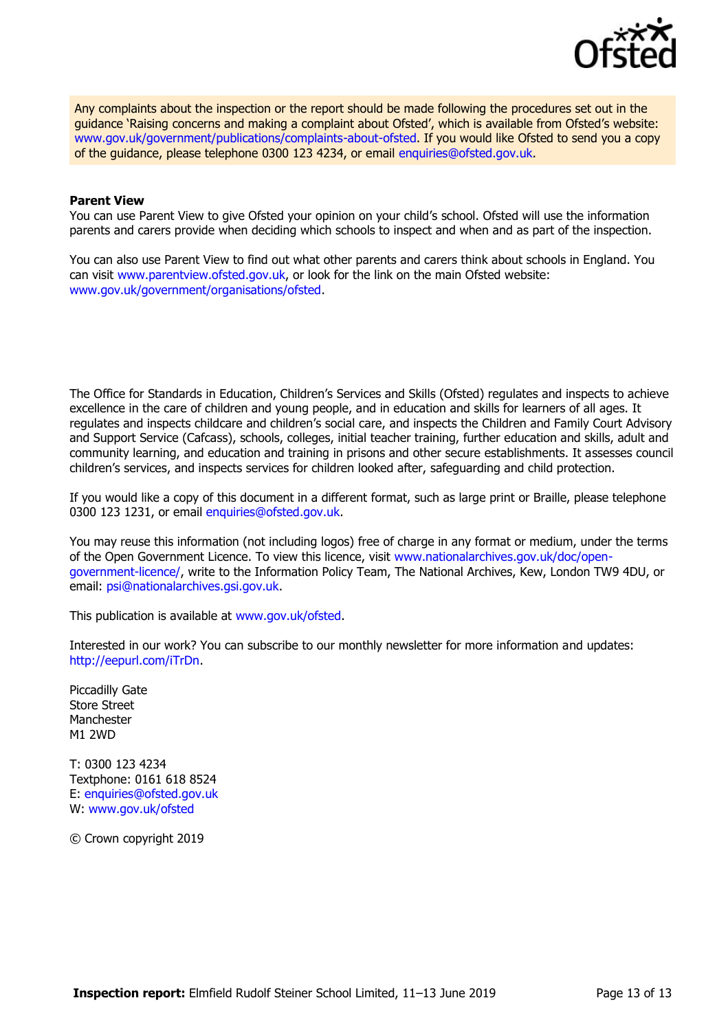Any complaints about the inspection or the report should be made following the procedures set out in the guidance 'Raising concerns and making a complaint about Ofsted', which is available from Ofsted's website: www.gov.uk/government/publications/complaints-about-ofsted. If you would like Ofsted to send you a copy of the guidance, please telephone 0300 123 4234, or email enquiries@ofsted.gov.uk.

**Parent View**

You can use Parent View to give Ofsted your opinion on your child's school. Ofsted will use the information parents and carers provide when deciding which schools to inspect and when and as part of the inspection.

You can also use Parent View to find out what other parents and carers think about schools in England. You can visit www.parentview.ofsted.gov.uk, or look for the link on the main Ofsted website: www.gov.uk/government/organisations/ofsted.

The Office for Standards in Education, Children's Services and Skills (Ofsted) regulates and inspects to achieve excellence in the care of children and young people, and in education and skills for learners of all ages. It regulates and inspects childcare and children's social care, and inspects the Children and Family Court Advisory and Support Service (Cafcass), schools, colleges, initial teacher training, further education and skills, adult and community learning, and education and training in prisons and other secure establishments. It assesses council children's services, and inspects services for children looked after, safeguarding and child protection.

If you would like a copy of this document in a different format, such as large print or Braille, please telephone 0300 123 1231, or email enquiries@ofsted.gov.uk.

You may reuse this information (not including logos) free of charge in any format or medium, under the terms of the Open Government Licence. To view this licence, visit www.nationalarchives.gov.uk/doc/open-government-licence/, write to the Information Policy Team, The National Archives, Kew, London TW9 4DU, or email: psi@nationalarchives.gsi.gov.uk.

This publication is available at www.gov.uk/ofsted.

Interested in our work? You can subscribe to our monthly newsletter for more information and updates: http://eepurl.com/iTrDn.

Piccadilly Gate
Store Street
Manchester
M1 2WD

T: 0300 123 4234
Textphone: 0161 618 8524
E: enquiries@ofsted.gov.uk
W: www.gov.uk/ofsted

© Crown copyright 2019